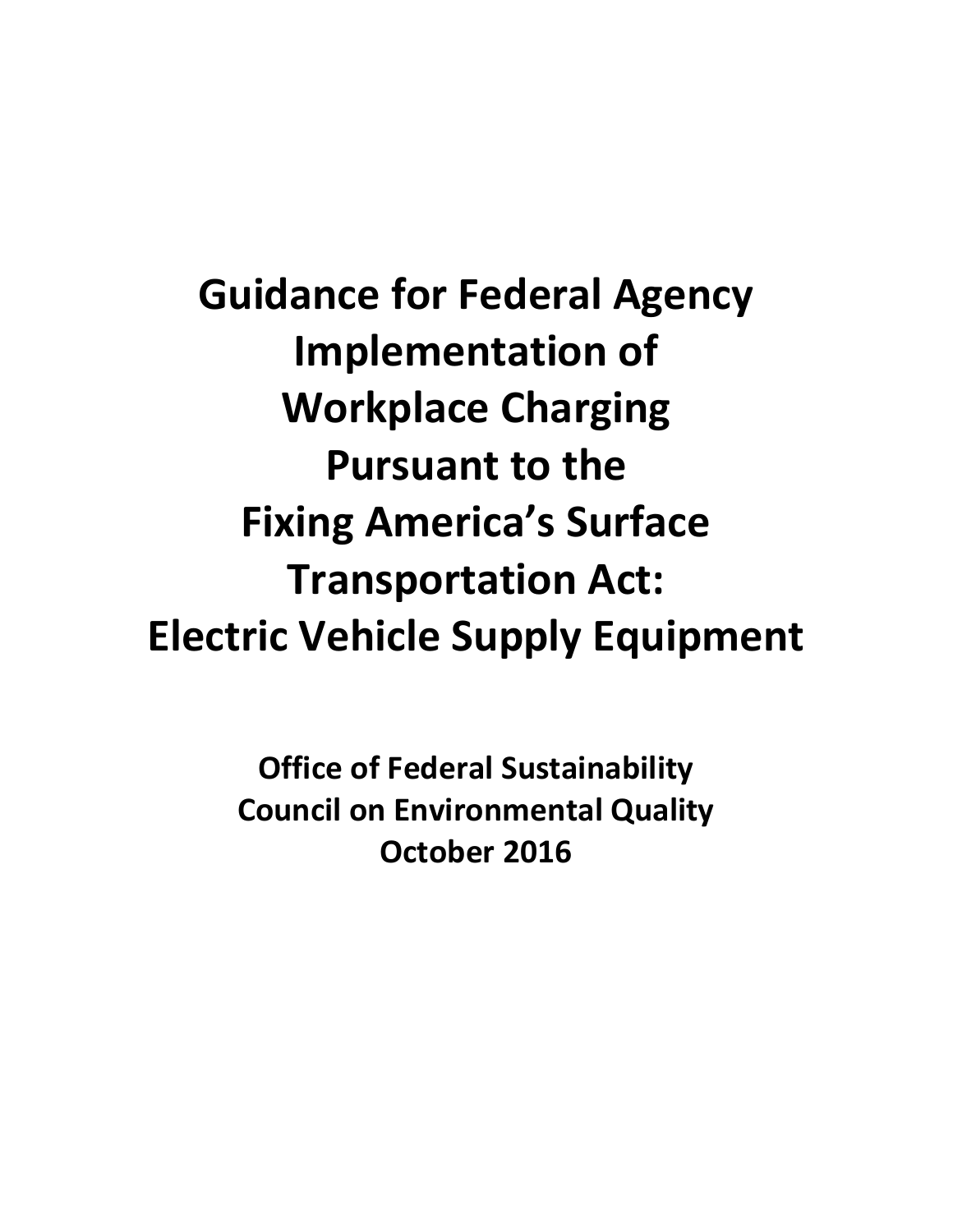# Guidance for Federal Agency Implementation of Workplace Charging Pursuant to the Fixing America's Surface Transportation Act: Electric Vehicle Supply Equipment

**Office of Federal Sustainability**
**Council on Environmental Quality**
**October 2016**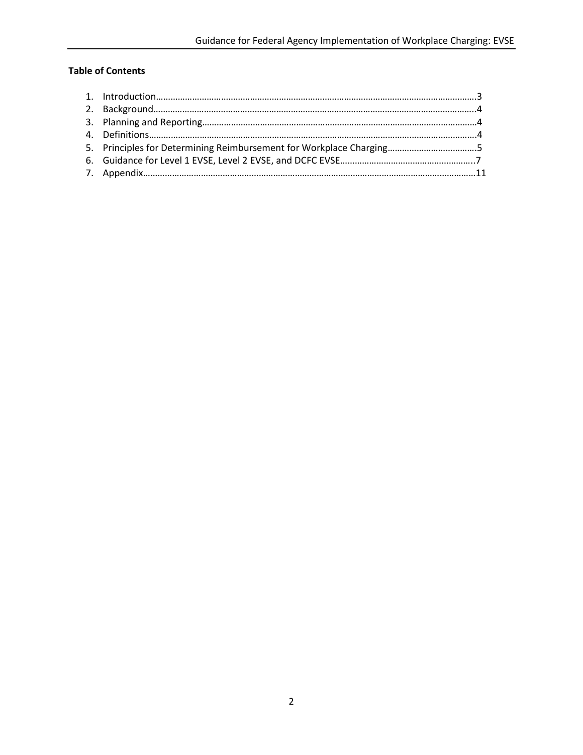**Table of Contents**

1. Introduction……………………………………………………………………………………………………………………….3
2. Background……………………………………………………………………………………………………………………….4
3. Planning and Reporting……………………………………………………………………………………………………4
4. Definitions……………………………………………………………………………………………………………………….4
5. Principles for Determining Reimbursement for Workplace Charging……………………………….5
6. Guidance for Level 1 EVSE, Level 2 EVSE, and DCFC EVSE………………………………………………..7
7. Appendix……………………………………………………………………………………………………………………………11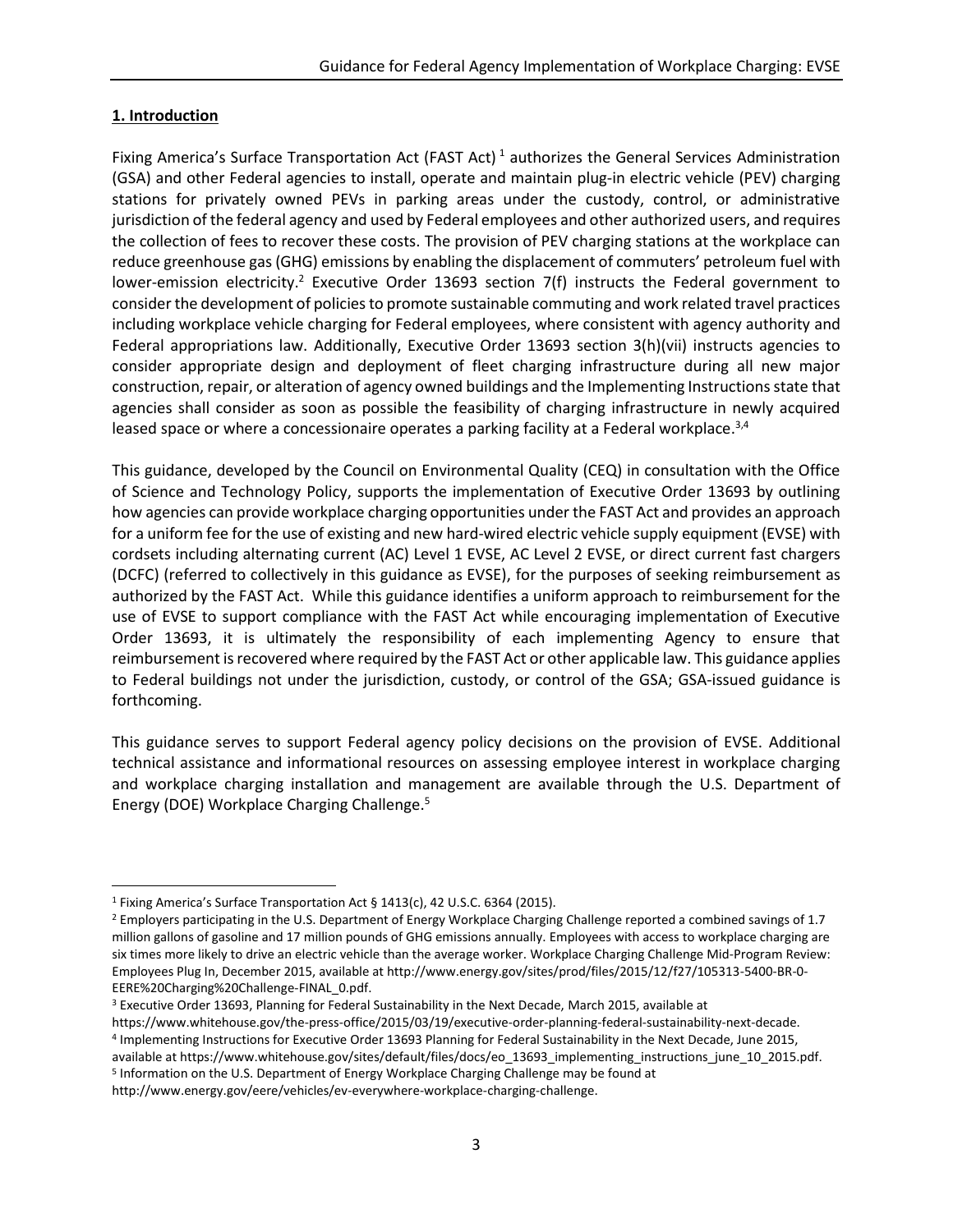## 1. Introduction

Fixing America's Surface Transportation Act (FAST Act)[1] authorizes the General Services Administration (GSA) and other Federal agencies to install, operate and maintain plug-in electric vehicle (PEV) charging stations for privately owned PEVs in parking areas under the custody, control, or administrative jurisdiction of the federal agency and used by Federal employees and other authorized users, and requires the collection of fees to recover these costs. The provision of PEV charging stations at the workplace can reduce greenhouse gas (GHG) emissions by enabling the displacement of commuters' petroleum fuel with lower-emission electricity.[2] Executive Order 13693 section 7(f) instructs the Federal government to consider the development of policies to promote sustainable commuting and work related travel practices including workplace vehicle charging for Federal employees, where consistent with agency authority and Federal appropriations law. Additionally, Executive Order 13693 section 3(h)(vii) instructs agencies to consider appropriate design and deployment of fleet charging infrastructure during all new major construction, repair, or alteration of agency owned buildings and the Implementing Instructions state that agencies shall consider as soon as possible the feasibility of charging infrastructure in newly acquired leased space or where a concessionaire operates a parking facility at a Federal workplace.[3,4]

This guidance, developed by the Council on Environmental Quality (CEQ) in consultation with the Office of Science and Technology Policy, supports the implementation of Executive Order 13693 by outlining how agencies can provide workplace charging opportunities under the FAST Act and provides an approach for a uniform fee for the use of existing and new hard-wired electric vehicle supply equipment (EVSE) with cordsets including alternating current (AC) Level 1 EVSE, AC Level 2 EVSE, or direct current fast chargers (DCFC) (referred to collectively in this guidance as EVSE), for the purposes of seeking reimbursement as authorized by the FAST Act. While this guidance identifies a uniform approach to reimbursement for the use of EVSE to support compliance with the FAST Act while encouraging implementation of Executive Order 13693, it is ultimately the responsibility of each implementing Agency to ensure that reimbursement is recovered where required by the FAST Act or other applicable law. This guidance applies to Federal buildings not under the jurisdiction, custody, or control of the GSA; GSA-issued guidance is forthcoming.

This guidance serves to support Federal agency policy decisions on the provision of EVSE. Additional technical assistance and informational resources on assessing employee interest in workplace charging and workplace charging installation and management are available through the U.S. Department of Energy (DOE) Workplace Charging Challenge.[5]

---

[1] Fixing America's Surface Transportation Act § 1413(c), 42 U.S.C. 6364 (2015).

[2] Employers participating in the U.S. Department of Energy Workplace Charging Challenge reported a combined savings of 1.7 million gallons of gasoline and 17 million pounds of GHG emissions annually. Employees with access to workplace charging are six times more likely to drive an electric vehicle than the average worker. Workplace Charging Challenge Mid-Program Review: Employees Plug In, December 2015, available at http://www.energy.gov/sites/prod/files/2015/12/f27/105313-5400-BR-0-EERE%20Charging%20Challenge-FINAL_0.pdf.

[3] Executive Order 13693, Planning for Federal Sustainability in the Next Decade, March 2015, available at https://www.whitehouse.gov/the-press-office/2015/03/19/executive-order-planning-federal-sustainability-next-decade.

[4] Implementing Instructions for Executive Order 13693 Planning for Federal Sustainability in the Next Decade, June 2015, available at https://www.whitehouse.gov/sites/default/files/docs/eo_13693_implementing_instructions_june_10_2015.pdf.

[5] Information on the U.S. Department of Energy Workplace Charging Challenge may be found at http://www.energy.gov/eere/vehicles/ev-everywhere-workplace-charging-challenge.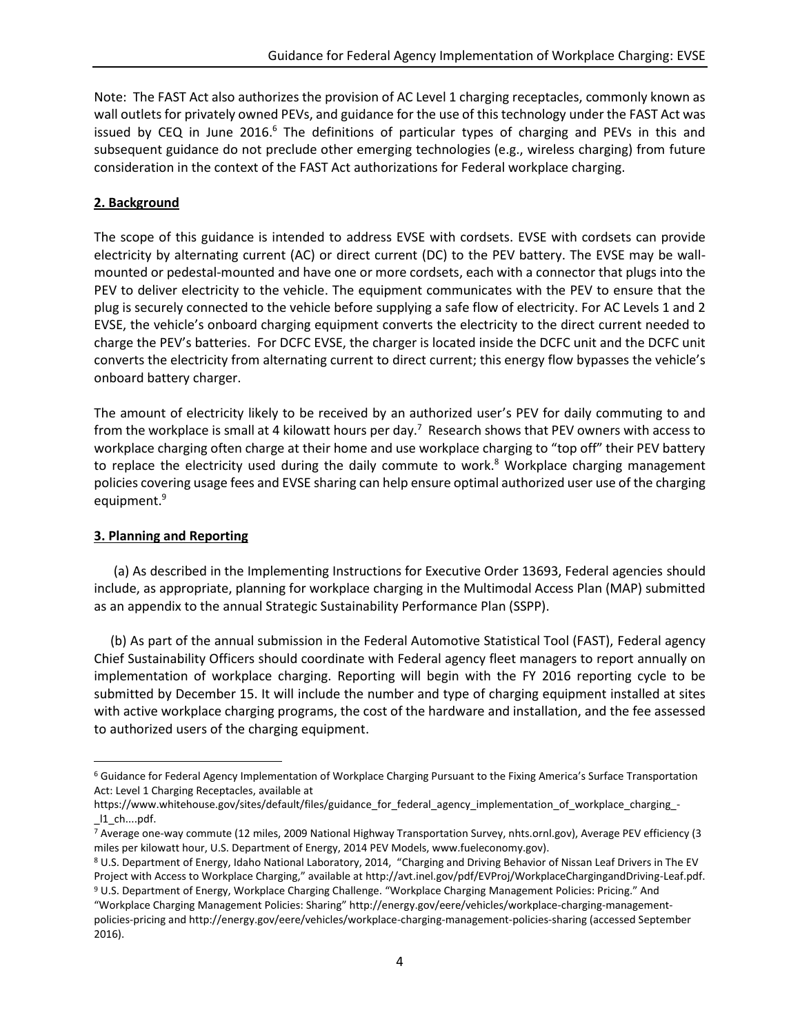Note: The FAST Act also authorizes the provision of AC Level 1 charging receptacles, commonly known as wall outlets for privately owned PEVs, and guidance for the use of this technology under the FAST Act was issued by CEQ in June 2016.[6] The definitions of particular types of charging and PEVs in this and subsequent guidance do not preclude other emerging technologies (e.g., wireless charging) from future consideration in the context of the FAST Act authorizations for Federal workplace charging.

## 2. Background

The scope of this guidance is intended to address EVSE with cordsets. EVSE with cordsets can provide electricity by alternating current (AC) or direct current (DC) to the PEV battery. The EVSE may be wall-mounted or pedestal-mounted and have one or more cordsets, each with a connector that plugs into the PEV to deliver electricity to the vehicle. The equipment communicates with the PEV to ensure that the plug is securely connected to the vehicle before supplying a safe flow of electricity. For AC Levels 1 and 2 EVSE, the vehicle's onboard charging equipment converts the electricity to the direct current needed to charge the PEV's batteries. For DCFC EVSE, the charger is located inside the DCFC unit and the DCFC unit converts the electricity from alternating current to direct current; this energy flow bypasses the vehicle's onboard battery charger.

The amount of electricity likely to be received by an authorized user's PEV for daily commuting to and from the workplace is small at 4 kilowatt hours per day.[7] Research shows that PEV owners with access to workplace charging often charge at their home and use workplace charging to "top off" their PEV battery to replace the electricity used during the daily commute to work.[8] Workplace charging management policies covering usage fees and EVSE sharing can help ensure optimal authorized user use of the charging equipment.[9]

## 3. Planning and Reporting

(a) As described in the Implementing Instructions for Executive Order 13693, Federal agencies should include, as appropriate, planning for workplace charging in the Multimodal Access Plan (MAP) submitted as an appendix to the annual Strategic Sustainability Performance Plan (SSPP).

(b) As part of the annual submission in the Federal Automotive Statistical Tool (FAST), Federal agency Chief Sustainability Officers should coordinate with Federal agency fleet managers to report annually on implementation of workplace charging. Reporting will begin with the FY 2016 reporting cycle to be submitted by December 15. It will include the number and type of charging equipment installed at sites with active workplace charging programs, the cost of the hardware and installation, and the fee assessed to authorized users of the charging equipment.

---

[6] Guidance for Federal Agency Implementation of Workplace Charging Pursuant to the Fixing America's Surface Transportation Act: Level 1 Charging Receptacles, available at https://www.whitehouse.gov/sites/default/files/guidance_for_federal_agency_implementation_of_workplace_charging_-_l1_ch....pdf.

[7] Average one-way commute (12 miles, 2009 National Highway Transportation Survey, nhts.ornl.gov), Average PEV efficiency (3 miles per kilowatt hour, U.S. Department of Energy, 2014 PEV Models, www.fueleconomy.gov).

[8] U.S. Department of Energy, Idaho National Laboratory, 2014, "Charging and Driving Behavior of Nissan Leaf Drivers in The EV Project with Access to Workplace Charging," available at http://avt.inel.gov/pdf/EVProj/WorkplaceChargingandDriving-Leaf.pdf.

[9] U.S. Department of Energy, Workplace Charging Challenge. "Workplace Charging Management Policies: Pricing." And "Workplace Charging Management Policies: Sharing" http://energy.gov/eere/vehicles/workplace-charging-management-policies-pricing and http://energy.gov/eere/vehicles/workplace-charging-management-policies-sharing (accessed September 2016).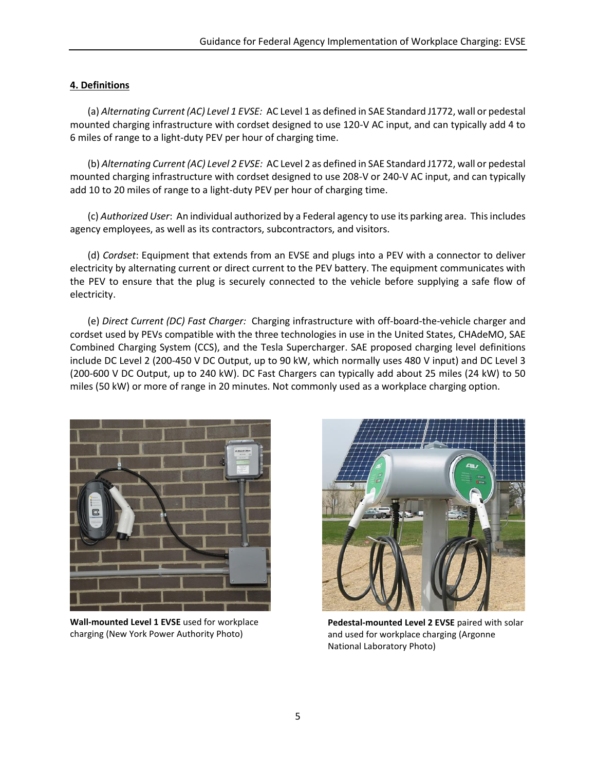## 4. Definitions

(a) *Alternating Current (AC) Level 1 EVSE:* AC Level 1 as defined in SAE Standard J1772, wall or pedestal mounted charging infrastructure with cordset designed to use 120-V AC input, and can typically add 4 to 6 miles of range to a light-duty PEV per hour of charging time.

(b) *Alternating Current (AC) Level 2 EVSE:* AC Level 2 as defined in SAE Standard J1772, wall or pedestal mounted charging infrastructure with cordset designed to use 208-V or 240-V AC input, and can typically add 10 to 20 miles of range to a light-duty PEV per hour of charging time.

(c) *Authorized User*: An individual authorized by a Federal agency to use its parking area. This includes agency employees, as well as its contractors, subcontractors, and visitors.

(d) *Cordset*: Equipment that extends from an EVSE and plugs into a PEV with a connector to deliver electricity by alternating current or direct current to the PEV battery. The equipment communicates with the PEV to ensure that the plug is securely connected to the vehicle before supplying a safe flow of electricity.

(e) *Direct Current (DC) Fast Charger:* Charging infrastructure with off-board-the-vehicle charger and cordset used by PEVs compatible with the three technologies in use in the United States, CHAdeMO, SAE Combined Charging System (CCS), and the Tesla Supercharger. SAE proposed charging level definitions include DC Level 2 (200-450 V DC Output, up to 90 kW, which normally uses 480 V input) and DC Level 3 (200-600 V DC Output, up to 240 kW). DC Fast Chargers can typically add about 25 miles (24 kW) to 50 miles (50 kW) or more of range in 20 minutes. Not commonly used as a workplace charging option.

**Wall-mounted Level 1 EVSE** used for workplace charging (New York Power Authority Photo)

**Pedestal-mounted Level 2 EVSE** paired with solar and used for workplace charging (Argonne National Laboratory Photo)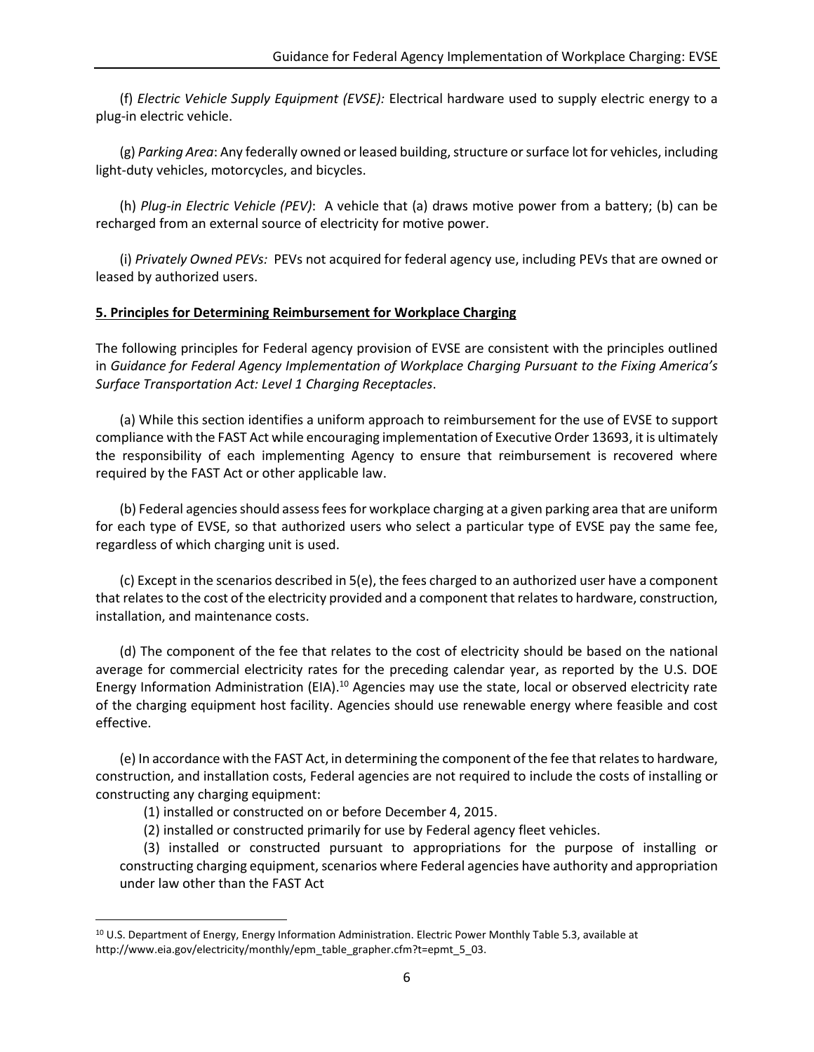(f) *Electric Vehicle Supply Equipment (EVSE):* Electrical hardware used to supply electric energy to a plug-in electric vehicle.

(g) *Parking Area*: Any federally owned or leased building, structure or surface lot for vehicles, including light-duty vehicles, motorcycles, and bicycles.

(h) *Plug-in Electric Vehicle (PEV)*: A vehicle that (a) draws motive power from a battery; (b) can be recharged from an external source of electricity for motive power.

(i) *Privately Owned PEVs:* PEVs not acquired for federal agency use, including PEVs that are owned or leased by authorized users.

**5. Principles for Determining Reimbursement for Workplace Charging**

The following principles for Federal agency provision of EVSE are consistent with the principles outlined in *Guidance for Federal Agency Implementation of Workplace Charging Pursuant to the Fixing America's Surface Transportation Act: Level 1 Charging Receptacles*.

(a) While this section identifies a uniform approach to reimbursement for the use of EVSE to support compliance with the FAST Act while encouraging implementation of Executive Order 13693, it is ultimately the responsibility of each implementing Agency to ensure that reimbursement is recovered where required by the FAST Act or other applicable law.

(b) Federal agencies should assess fees for workplace charging at a given parking area that are uniform for each type of EVSE, so that authorized users who select a particular type of EVSE pay the same fee, regardless of which charging unit is used.

(c) Except in the scenarios described in 5(e), the fees charged to an authorized user have a component that relates to the cost of the electricity provided and a component that relates to hardware, construction, installation, and maintenance costs.

(d) The component of the fee that relates to the cost of electricity should be based on the national average for commercial electricity rates for the preceding calendar year, as reported by the U.S. DOE Energy Information Administration (EIA).[10] Agencies may use the state, local or observed electricity rate of the charging equipment host facility. Agencies should use renewable energy where feasible and cost effective.

(e) In accordance with the FAST Act, in determining the component of the fee that relates to hardware, construction, and installation costs, Federal agencies are not required to include the costs of installing or constructing any charging equipment:

(1) installed or constructed on or before December 4, 2015.

(2) installed or constructed primarily for use by Federal agency fleet vehicles.

(3) installed or constructed pursuant to appropriations for the purpose of installing or constructing charging equipment, scenarios where Federal agencies have authority and appropriation under law other than the FAST Act

---

[10] U.S. Department of Energy, Energy Information Administration. Electric Power Monthly Table 5.3, available at http://www.eia.gov/electricity/monthly/epm_table_grapher.cfm?t=epmt_5_03.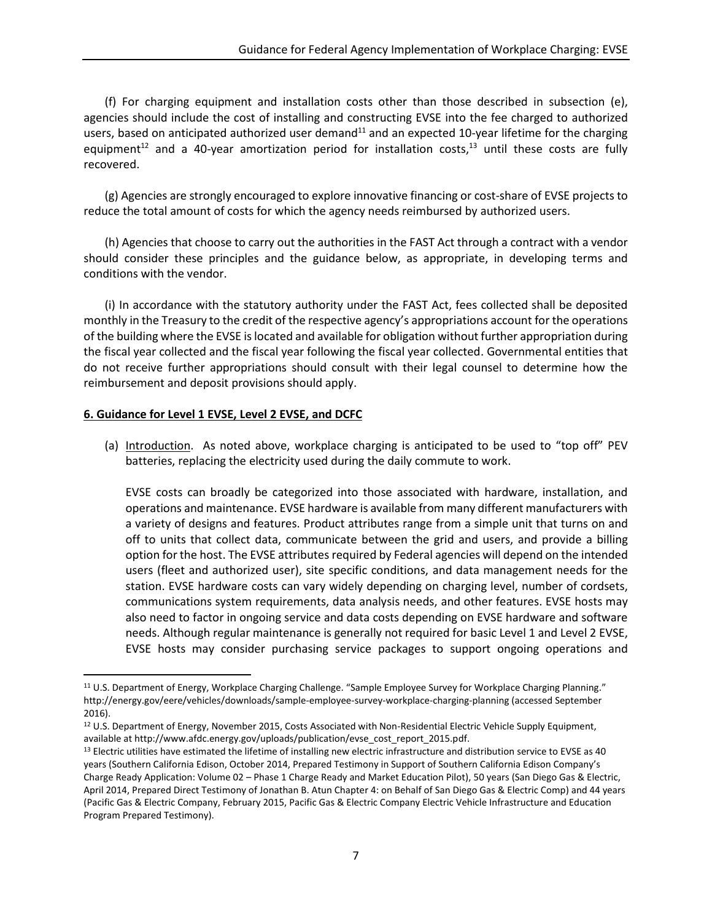(f) For charging equipment and installation costs other than those described in subsection (e), agencies should include the cost of installing and constructing EVSE into the fee charged to authorized users, based on anticipated authorized user demand[11] and an expected 10-year lifetime for the charging equipment[12] and a 40-year amortization period for installation costs,[13] until these costs are fully recovered.

(g) Agencies are strongly encouraged to explore innovative financing or cost-share of EVSE projects to reduce the total amount of costs for which the agency needs reimbursed by authorized users.

(h) Agencies that choose to carry out the authorities in the FAST Act through a contract with a vendor should consider these principles and the guidance below, as appropriate, in developing terms and conditions with the vendor.

(i) In accordance with the statutory authority under the FAST Act, fees collected shall be deposited monthly in the Treasury to the credit of the respective agency's appropriations account for the operations of the building where the EVSE is located and available for obligation without further appropriation during the fiscal year collected and the fiscal year following the fiscal year collected. Governmental entities that do not receive further appropriations should consult with their legal counsel to determine how the reimbursement and deposit provisions should apply.

## 6. Guidance for Level 1 EVSE, Level 2 EVSE, and DCFC

(a) Introduction. As noted above, workplace charging is anticipated to be used to "top off" PEV batteries, replacing the electricity used during the daily commute to work.

EVSE costs can broadly be categorized into those associated with hardware, installation, and operations and maintenance. EVSE hardware is available from many different manufacturers with a variety of designs and features. Product attributes range from a simple unit that turns on and off to units that collect data, communicate between the grid and users, and provide a billing option for the host. The EVSE attributes required by Federal agencies will depend on the intended users (fleet and authorized user), site specific conditions, and data management needs for the station. EVSE hardware costs can vary widely depending on charging level, number of cordsets, communications system requirements, data analysis needs, and other features. EVSE hosts may also need to factor in ongoing service and data costs depending on EVSE hardware and software needs. Although regular maintenance is generally not required for basic Level 1 and Level 2 EVSE, EVSE hosts may consider purchasing service packages to support ongoing operations and

---

[11] U.S. Department of Energy, Workplace Charging Challenge. "Sample Employee Survey for Workplace Charging Planning." http://energy.gov/eere/vehicles/downloads/sample-employee-survey-workplace-charging-planning (accessed September 2016).

[12] U.S. Department of Energy, November 2015, Costs Associated with Non-Residential Electric Vehicle Supply Equipment, available at http://www.afdc.energy.gov/uploads/publication/evse_cost_report_2015.pdf.

[13] Electric utilities have estimated the lifetime of installing new electric infrastructure and distribution service to EVSE as 40 years (Southern California Edison, October 2014, Prepared Testimony in Support of Southern California Edison Company's Charge Ready Application: Volume 02 – Phase 1 Charge Ready and Market Education Pilot), 50 years (San Diego Gas & Electric, April 2014, Prepared Direct Testimony of Jonathan B. Atun Chapter 4: on Behalf of San Diego Gas & Electric Comp) and 44 years (Pacific Gas & Electric Company, February 2015, Pacific Gas & Electric Company Electric Vehicle Infrastructure and Education Program Prepared Testimony).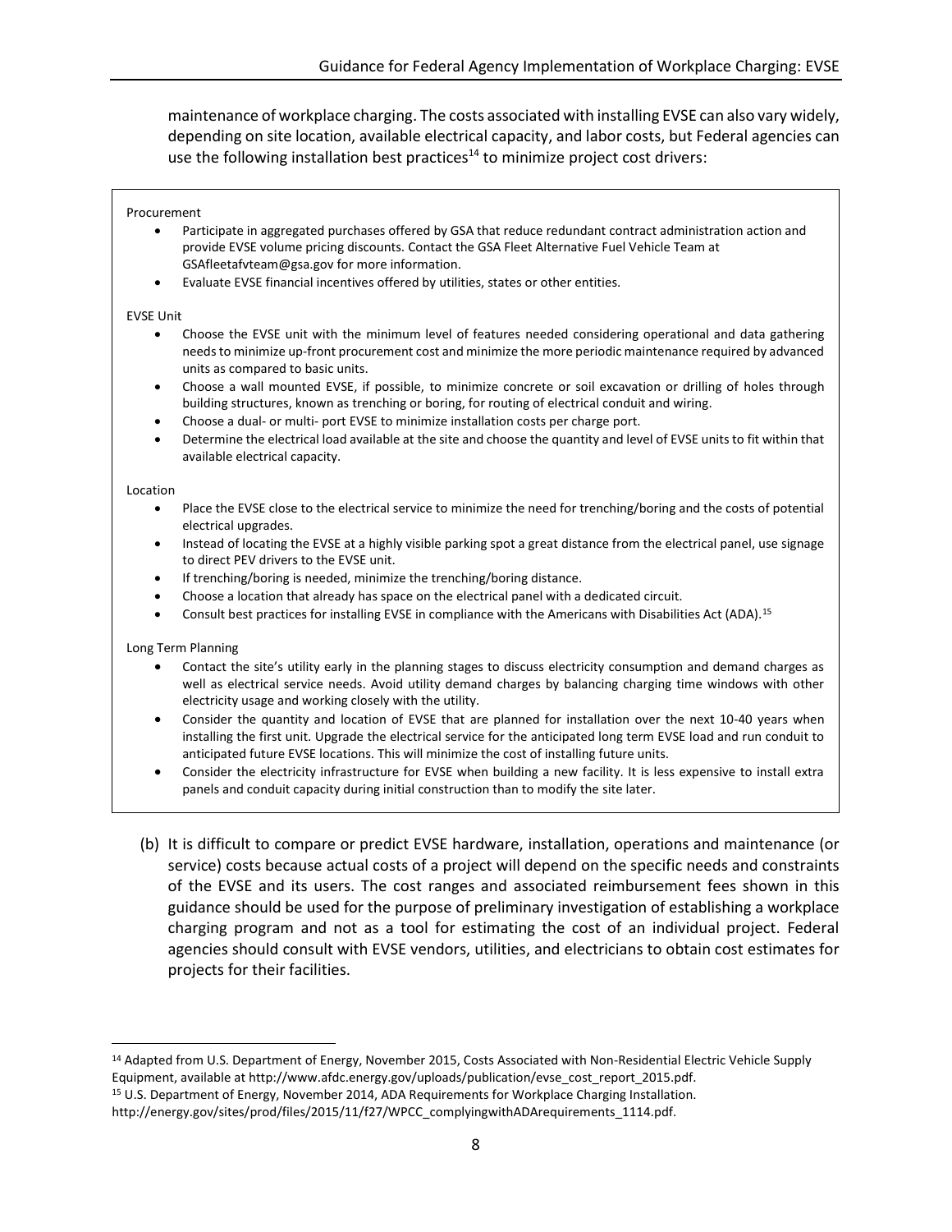maintenance of workplace charging. The costs associated with installing EVSE can also vary widely, depending on site location, available electrical capacity, and labor costs, but Federal agencies can use the following installation best practices[14] to minimize project cost drivers:

Procurement

- Participate in aggregated purchases offered by GSA that reduce redundant contract administration action and provide EVSE volume pricing discounts. Contact the GSA Fleet Alternative Fuel Vehicle Team at GSAfleetafvteam@gsa.gov for more information.
- Evaluate EVSE financial incentives offered by utilities, states or other entities.

EVSE Unit

- Choose the EVSE unit with the minimum level of features needed considering operational and data gathering needs to minimize up-front procurement cost and minimize the more periodic maintenance required by advanced units as compared to basic units.
- Choose a wall mounted EVSE, if possible, to minimize concrete or soil excavation or drilling of holes through building structures, known as trenching or boring, for routing of electrical conduit and wiring.
- Choose a dual- or multi- port EVSE to minimize installation costs per charge port.
- Determine the electrical load available at the site and choose the quantity and level of EVSE units to fit within that available electrical capacity.

Location

- Place the EVSE close to the electrical service to minimize the need for trenching/boring and the costs of potential electrical upgrades.
- Instead of locating the EVSE at a highly visible parking spot a great distance from the electrical panel, use signage to direct PEV drivers to the EVSE unit.
- If trenching/boring is needed, minimize the trenching/boring distance.
- Choose a location that already has space on the electrical panel with a dedicated circuit.
- Consult best practices for installing EVSE in compliance with the Americans with Disabilities Act (ADA).[15]

Long Term Planning

- Contact the site's utility early in the planning stages to discuss electricity consumption and demand charges as well as electrical service needs. Avoid utility demand charges by balancing charging time windows with other electricity usage and working closely with the utility.
- Consider the quantity and location of EVSE that are planned for installation over the next 10-40 years when installing the first unit. Upgrade the electrical service for the anticipated long term EVSE load and run conduit to anticipated future EVSE locations. This will minimize the cost of installing future units.
- Consider the electricity infrastructure for EVSE when building a new facility. It is less expensive to install extra panels and conduit capacity during initial construction than to modify the site later.

(b) It is difficult to compare or predict EVSE hardware, installation, operations and maintenance (or service) costs because actual costs of a project will depend on the specific needs and constraints of the EVSE and its users. The cost ranges and associated reimbursement fees shown in this guidance should be used for the purpose of preliminary investigation of establishing a workplace charging program and not as a tool for estimating the cost of an individual project. Federal agencies should consult with EVSE vendors, utilities, and electricians to obtain cost estimates for projects for their facilities.

---

[14] Adapted from U.S. Department of Energy, November 2015, Costs Associated with Non-Residential Electric Vehicle Supply Equipment, available at http://www.afdc.energy.gov/uploads/publication/evse_cost_report_2015.pdf.

[15] U.S. Department of Energy, November 2014, ADA Requirements for Workplace Charging Installation. http://energy.gov/sites/prod/files/2015/11/f27/WPCC_complyingwithADArequirements_1114.pdf.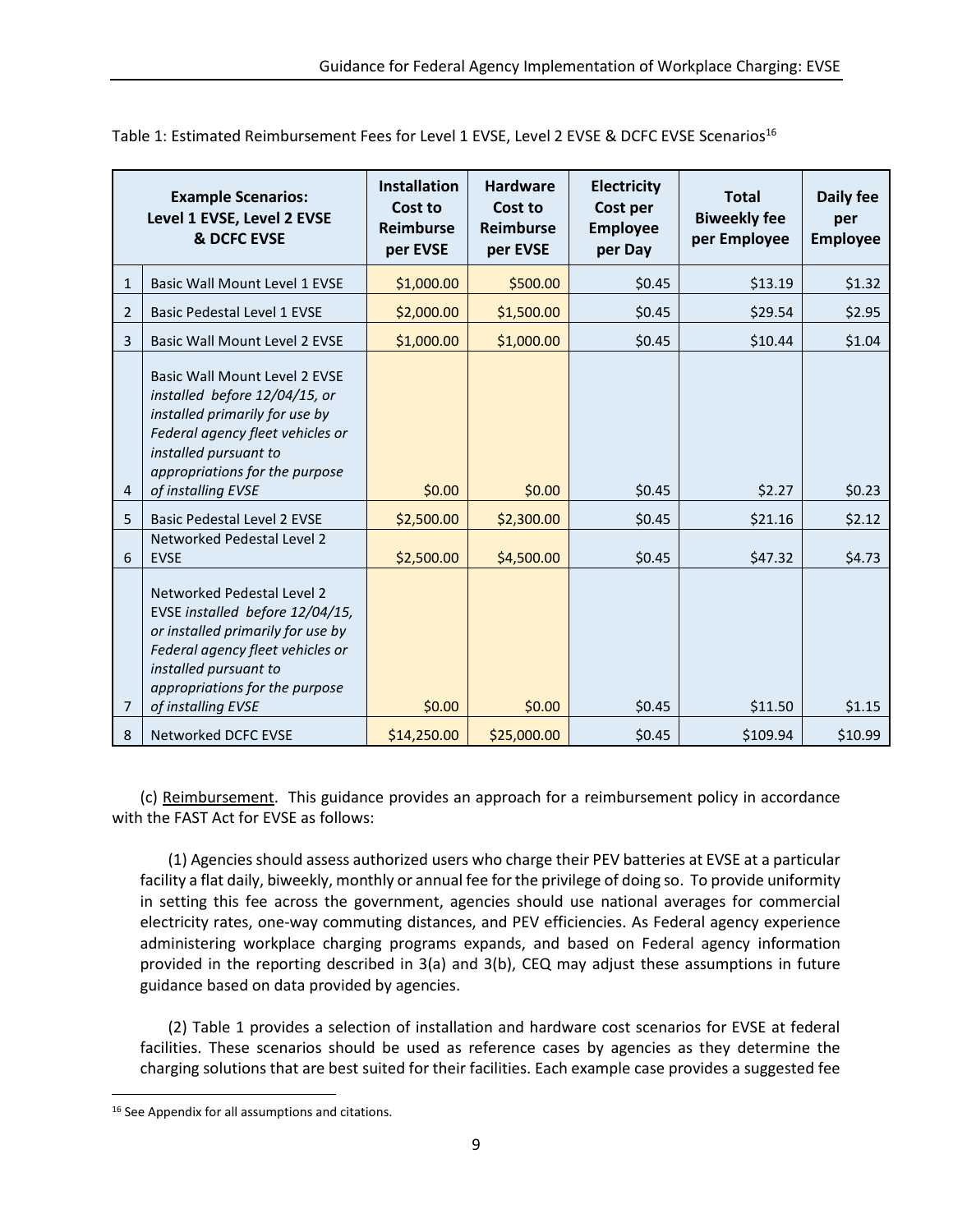Table 1: Estimated Reimbursement Fees for Level 1 EVSE, Level 2 EVSE & DCFC EVSE Scenarios[16]

| | Example Scenarios: Level 1 EVSE, Level 2 EVSE & DCFC EVSE | Installation Cost to Reimburse per EVSE | Hardware Cost to Reimburse per EVSE | Electricity Cost per Employee per Day | Total Biweekly fee per Employee | Daily fee per Employee |
|---|---|---|---|---|---|---|
| 1 | Basic Wall Mount Level 1 EVSE | $1,000.00 | $500.00 | $0.45 | $13.19 | $1.32 |
| 2 | Basic Pedestal Level 1 EVSE | $2,000.00 | $1,500.00 | $0.45 | $29.54 | $2.95 |
| 3 | Basic Wall Mount Level 2 EVSE | $1,000.00 | $1,000.00 | $0.45 | $10.44 | $1.04 |
| 4 | Basic Wall Mount Level 2 EVSE *installed before 12/04/15, or installed primarily for use by Federal agency fleet vehicles or installed pursuant to appropriations for the purpose of installing EVSE* | $0.00 | $0.00 | $0.45 | $2.27 | $0.23 |
| 5 | Basic Pedestal Level 2 EVSE | $2,500.00 | $2,300.00 | $0.45 | $21.16 | $2.12 |
| 6 | Networked Pedestal Level 2 EVSE | $2,500.00 | $4,500.00 | $0.45 | $47.32 | $4.73 |
| 7 | Networked Pedestal Level 2 EVSE *installed before 12/04/15, or installed primarily for use by Federal agency fleet vehicles or installed pursuant to appropriations for the purpose of installing EVSE* | $0.00 | $0.00 | $0.45 | $11.50 | $1.15 |
| 8 | Networked DCFC EVSE | $14,250.00 | $25,000.00 | $0.45 | $109.94 | $10.99 |

(c) Reimbursement. This guidance provides an approach for a reimbursement policy in accordance with the FAST Act for EVSE as follows:

(1) Agencies should assess authorized users who charge their PEV batteries at EVSE at a particular facility a flat daily, biweekly, monthly or annual fee for the privilege of doing so. To provide uniformity in setting this fee across the government, agencies should use national averages for commercial electricity rates, one-way commuting distances, and PEV efficiencies. As Federal agency experience administering workplace charging programs expands, and based on Federal agency information provided in the reporting described in 3(a) and 3(b), CEQ may adjust these assumptions in future guidance based on data provided by agencies.

(2) Table 1 provides a selection of installation and hardware cost scenarios for EVSE at federal facilities. These scenarios should be used as reference cases by agencies as they determine the charging solutions that are best suited for their facilities. Each example case provides a suggested fee

[16] See Appendix for all assumptions and citations.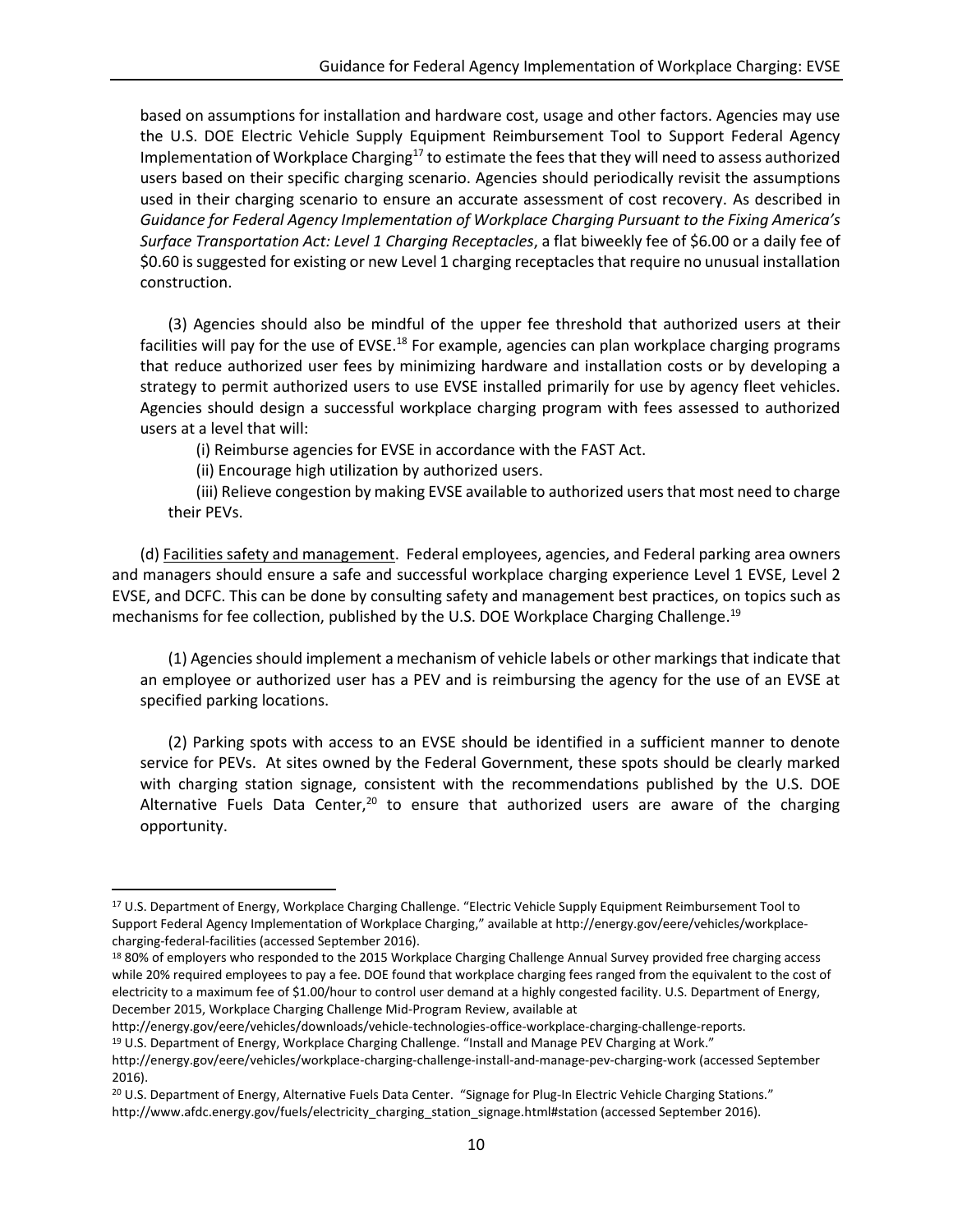based on assumptions for installation and hardware cost, usage and other factors. Agencies may use the U.S. DOE Electric Vehicle Supply Equipment Reimbursement Tool to Support Federal Agency Implementation of Workplace Charging[17] to estimate the fees that they will need to assess authorized users based on their specific charging scenario. Agencies should periodically revisit the assumptions used in their charging scenario to ensure an accurate assessment of cost recovery. As described in *Guidance for Federal Agency Implementation of Workplace Charging Pursuant to the Fixing America's Surface Transportation Act: Level 1 Charging Receptacles*, a flat biweekly fee of $6.00 or a daily fee of $0.60 is suggested for existing or new Level 1 charging receptacles that require no unusual installation construction.

(3) Agencies should also be mindful of the upper fee threshold that authorized users at their facilities will pay for the use of EVSE.[18] For example, agencies can plan workplace charging programs that reduce authorized user fees by minimizing hardware and installation costs or by developing a strategy to permit authorized users to use EVSE installed primarily for use by agency fleet vehicles. Agencies should design a successful workplace charging program with fees assessed to authorized users at a level that will:

(i) Reimburse agencies for EVSE in accordance with the FAST Act.

(ii) Encourage high utilization by authorized users.

(iii) Relieve congestion by making EVSE available to authorized users that most need to charge their PEVs.

(d) Facilities safety and management. Federal employees, agencies, and Federal parking area owners and managers should ensure a safe and successful workplace charging experience Level 1 EVSE, Level 2 EVSE, and DCFC. This can be done by consulting safety and management best practices, on topics such as mechanisms for fee collection, published by the U.S. DOE Workplace Charging Challenge.[19]

(1) Agencies should implement a mechanism of vehicle labels or other markings that indicate that an employee or authorized user has a PEV and is reimbursing the agency for the use of an EVSE at specified parking locations.

(2) Parking spots with access to an EVSE should be identified in a sufficient manner to denote service for PEVs. At sites owned by the Federal Government, these spots should be clearly marked with charging station signage, consistent with the recommendations published by the U.S. DOE Alternative Fuels Data Center,[20] to ensure that authorized users are aware of the charging opportunity.

---

[17] U.S. Department of Energy, Workplace Charging Challenge. "Electric Vehicle Supply Equipment Reimbursement Tool to Support Federal Agency Implementation of Workplace Charging," available at http://energy.gov/eere/vehicles/workplace-charging-federal-facilities (accessed September 2016).

[18] 80% of employers who responded to the 2015 Workplace Charging Challenge Annual Survey provided free charging access while 20% required employees to pay a fee. DOE found that workplace charging fees ranged from the equivalent to the cost of electricity to a maximum fee of $1.00/hour to control user demand at a highly congested facility. U.S. Department of Energy, December 2015, Workplace Charging Challenge Mid-Program Review, available at http://energy.gov/eere/vehicles/downloads/vehicle-technologies-office-workplace-charging-challenge-reports.

[19] U.S. Department of Energy, Workplace Charging Challenge. "Install and Manage PEV Charging at Work." http://energy.gov/eere/vehicles/workplace-charging-challenge-install-and-manage-pev-charging-work (accessed September 2016).

[20] U.S. Department of Energy, Alternative Fuels Data Center. "Signage for Plug-In Electric Vehicle Charging Stations." http://www.afdc.energy.gov/fuels/electricity_charging_station_signage.html#station (accessed September 2016).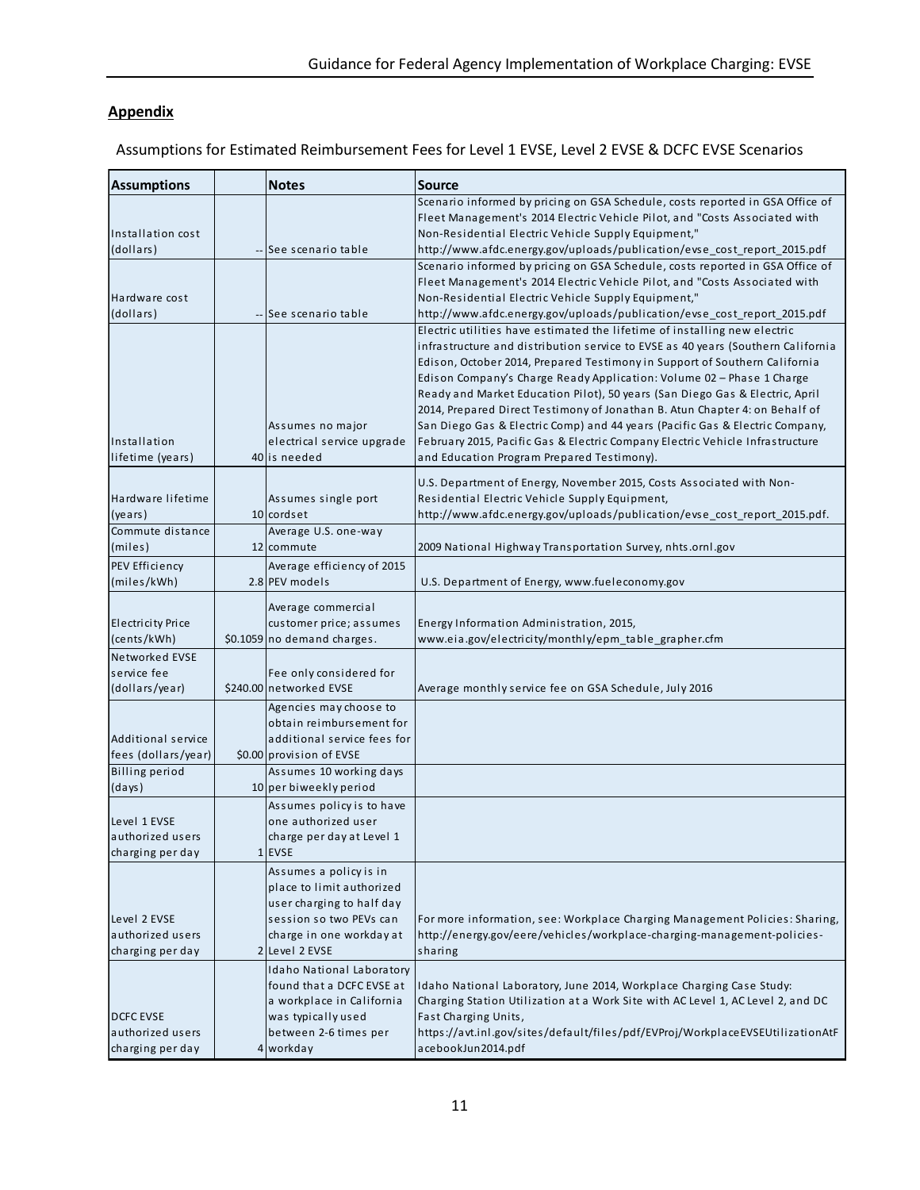## Appendix

Assumptions for Estimated Reimbursement Fees for Level 1 EVSE, Level 2 EVSE & DCFC EVSE Scenarios

| Assumptions | | Notes | Source |
|---|---|---|---|
| Installation cost (dollars) | -- | See scenario table | Scenario informed by pricing on GSA Schedule, costs reported in GSA Office of Fleet Management's 2014 Electric Vehicle Pilot, and "Costs Associated with Non-Residential Electric Vehicle Supply Equipment," http://www.afdc.energy.gov/uploads/publication/evse_cost_report_2015.pdf |
| Hardware cost (dollars) | -- | See scenario table | Scenario informed by pricing on GSA Schedule, costs reported in GSA Office of Fleet Management's 2014 Electric Vehicle Pilot, and "Costs Associated with Non-Residential Electric Vehicle Supply Equipment," http://www.afdc.energy.gov/uploads/publication/evse_cost_report_2015.pdf |
| Installation lifetime (years) | 40 | Assumes no major electrical service upgrade is needed | Electric utilities have estimated the lifetime of installing new electric infrastructure and distribution service to EVSE as 40 years (Southern California Edison, October 2014, Prepared Testimony in Support of Southern California Edison Company's Charge Ready Application: Volume 02 – Phase 1 Charge Ready and Market Education Pilot), 50 years (San Diego Gas & Electric, April 2014, Prepared Direct Testimony of Jonathan B. Atun Chapter 4: on Behalf of San Diego Gas & Electric Comp) and 44 years (Pacific Gas & Electric Company, February 2015, Pacific Gas & Electric Company Electric Vehicle Infrastructure and Education Program Prepared Testimony). |
| Hardware lifetime (years) | 10 | Assumes single port cordset | U.S. Department of Energy, November 2015, Costs Associated with Non-Residential Electric Vehicle Supply Equipment, http://www.afdc.energy.gov/uploads/publication/evse_cost_report_2015.pdf. |
| Commute distance (miles) | 12 | Average U.S. one-way commute | 2009 National Highway Transportation Survey, nhts.ornl.gov |
| PEV Efficiency (miles/kWh) | 2.8 | Average efficiency of 2015 PEV models | U.S. Department of Energy, www.fueleconomy.gov |
| Electricity Price (cents/kWh) | $0.1059 | Average commercial customer price; assumes no demand charges. | Energy Information Administration, 2015, www.eia.gov/electricity/monthly/epm_table_grapher.cfm |
| Networked EVSE service fee (dollars/year) | $240.00 | Fee only considered for networked EVSE | Average monthly service fee on GSA Schedule, July 2016 |
| Additional service fees (dollars/year) | $0.00 | Agencies may choose to obtain reimbursement for additional service fees for provision of EVSE | |
| Billing period (days) | 10 | Assumes 10 working days per biweekly period | |
| Level 1 EVSE authorized users charging per day | 1 | Assumes policy is to have one authorized user charge per day at Level 1 EVSE | |
| Level 2 EVSE authorized users charging per day | 2 | Assumes a policy is in place to limit authorized user charging to half day session so two PEVs can charge in one workday at Level 2 EVSE | For more information, see: Workplace Charging Management Policies: Sharing, http://energy.gov/eere/vehicles/workplace-charging-management-policies-sharing |
| DCFC EVSE authorized users charging per day | 4 | Idaho National Laboratory found that a DCFC EVSE at a workplace in California was typically used between 2-6 times per workday | Idaho National Laboratory, June 2014, Workplace Charging Case Study: Charging Station Utilization at a Work Site with AC Level 1, AC Level 2, and DC Fast Charging Units, https://avt.inl.gov/sites/default/files/pdf/EVProj/WorkplaceEVSEUtilizationAtFacebookJun2014.pdf |